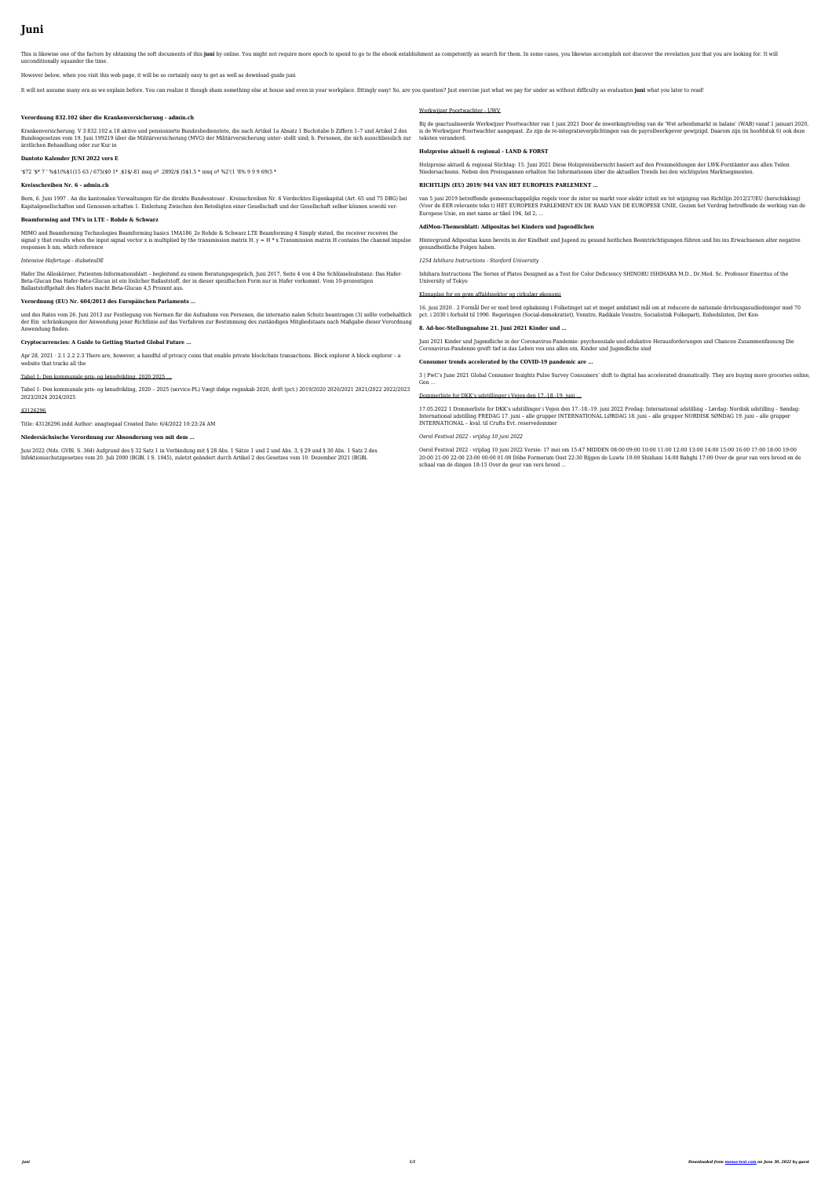# Juni

This is likewise one of the factors by obtaining the soft documents of this **juni** by online. You might not require more epoch to spend to go to the ebook establishment as competently as search for them. In some cases, you likewise accomplish not discover the revelation juni that you are looking for. It will unconditionally squander the time.

However below, when you visit this web page, it will be so certainly easy to get as well as download guide juni

It will not assume many era as we explain before. You can realize it though sham something else at house and even in your workplace. fittingly easy! So, are you question? Just exercise just what we pay for under as without difficulty as evaluation **juni** what you later to read!

**Verordnung 832.102 über die Krankenversicherung - admin.ch**

Krankenversicherung. V 3 832.102 a.18 aktive und pensionierte Bundesbedienstete, die nach Artikel 1a Absatz 1 Buchstabe b Ziffern 1–7 und Artikel 2 des Bundesgesetzes vom 19. Juni 199219 über die Militärversicherung (MVG) der Militärversicherung unter- stellt sind; b. Personen, die sich ausschliesslich zur ärztlichen Behandlung oder zur Kur in

**Dantoto Kalender JUNI 2022 vers E**

'$72 '$* 7 ' %$1(%$1(15 63 / 675($0 1* .$1$/-81 mxq o\ .2892/$ )5$1.5 * mxq o\ %2'(1 '8% 9 9 9 69(5 *

**Kreisschreiben Nr. 6 - admin.ch**

Bern, 6. Juni 1997 . An die kantonalen Verwaltungen für die direkte Bundessteuer . Kreisschreiben Nr. 6 Verdecktes Eigenkapital (Art. 65 und 75 DBG) bei Kapitalgesellschaften und Genossen-schaften 1. Einleitung Zwischen den Beteiligten einer Gesellschaft und der Gesellschaft selber können sowohl ver-

**Beamforming and TM's in LTE - Rohde & Schwarz**

MIMO and Beamforming Technologies Beamforming basics 1MA186_2e Rohde & Schwarz LTE Beamforming 4 Simply stated, the receiver receives the signal y that results when the input signal vector x is multiplied by the transmission matrix H. y = H * x Transmission matrix H contains the channel impulse responses h nm, which reference

*Intensive Hafertage - diabetesDE*

Hafer Die Alleskörner, Patienten-Informationsblatt - begleitend zu einem Beratungsgespräch, Juni 2017, Seite 4 von 4 Die Schlüsselsubstanz: Das Hafer-Beta-Glucan Das Hafer-Beta-Glucan ist ein löslicher Ballaststoff, der in dieser spezifischen Form nur in Hafer vorkommt. Vom 10-prozentigen Ballaststoffgehalt des Hafers macht Beta-Glucan 4,5 Prozent aus.

**Verordnung (EU) Nr. 604/2013 des Europäischen Parlaments ...**

und des Rates vom 26. Juni 2013 zur Festlegung von Normen für die Aufnahme von Personen, die internatio nalen Schutz beantragen (3) sollte vorbehaltlich der Ein schränkungen der Anwendung jener Richtlinie auf das Verfahren zur Bestimmung des zuständigen Mitgliedstaats nach Maßgabe dieser Verordnung Anwendung finden.

**Cryptocurrencies: A Guide to Getting Started Global Future ...**

Apr 28, 2021 · 2.1 2.2 2.3 There are, however, a handful of privacy coins that enable private blockchain transactions. Block explorer A block explorer – a website that tracks all the

Tabel 1: Den kommunale pris- og lønudvikling, 2020 2025 ...

Tabel 1: Den kommunale pris- og lønudvikling, 2020 – 2025 (service-PL) Vægt ifølge regnskab 2020, drift (pct.) 2019/2020 2020/2021 2021/2022 2022/2023 2023/2024 2024/2025

43126296

Title: 43126296.indd Author: anagtegaal Created Date: 6/4/2022 10:23:24 AM

**Niedersächsische Verordnung zur Absonderung von mit dem ...**

Juni 2022 (Nds. GVBl. S. 364) Aufgrund des § 32 Satz 1 in Verbindung mit § 28 Abs. 1 Sätze 1 und 2 und Abs. 3, § 29 und § 30 Abs. 1 Satz 2 des Infektionsschutzgesetzes vom 20. Juli 2000 (BGBl. I S. 1045), zuletzt geändert durch Artikel 2 des Gesetzes vom 10. Dezember 2021 (BGBl.

Werkwijzer Poortwachter - UWV

Bij de geactualiseerde Werkwijzer Poortwachter van 1 juni 2021 Door de inwerkingtreding van de 'Wet arbeidsmarkt in balans' (WAB) vanaf 1 januari 2020, is de Werkwijzer Poortwachter aangepast. Zo zijn de re-integratieverplichtingen van de payrollwerkgever gewijzigd. Daarom zijn (in hoofdstuk 6) ook deze teksten veranderd.

**Holzpreise aktuell & regional - LAND & FORST**

Holzpreise aktuell & regional Stichtag: 15. Juni 2021 Diese Holzpreisübersicht basiert auf den Preismeldungen der LWK-Forstämter aus allen Teilen Niedersachsens. Neben den Preisspannen erhalten Sie Informationen über die aktuellen Trends bei den wichtigsten Marktsegmenten.

**RICHTLIJN (EU) 2019/ 944 VAN HET EUROPEES PARLEMENT ...**

van 5 juni 2019 betreffende gemeenschappelijke regels voor de inter ne markt voor elektr iciteit en tot wijziging van Richtlijn 2012/27/EU (herschikking) (Voor de EER relevante teks t) HET EUROPEES PARLEMENT EN DE RAAD VAN DE EUROPESE UNIE, Gezien het Verdrag betreffende de werking van de Europese Unie, en met name ar tikel 194, lid 2, ...

**AdiMon-Themenblatt: Adipositas bei Kindern und Jugendlichen**

Hintergrund Adipositas kann bereits in der Kindheit und Jugend zu gesund heitlichen Beeinträchtigungen führen und bis ins Erwachsenen alter negative gesundheitliche Folgen haben.

*1254 Ishihara Instructions - Stanford University*

Ishihara Instructions The Series of Plates Designed as a Test for Color Deficiency SHINOBU ISHIHARA M.D., Dr.Med. Sc. Professor Emeritus of the University of Tokyo

Klimaplan for en grøn affaldssektor og cirkulær økonomi

16. juni 2020 . 2 Formål Der er med bred opbakning i Folketinget sat et meget ambitiøst mål om at reducere de nationale drivhusgasudledninger med 70 pct. i 2030 i forhold til 1990. Regeringen (Social-demokratiet), Venstre, Radikale Venstre, Socialistisk Folkeparti, Enhedslisten, Det Kon-

**8. Ad-hoc-Stellungnahme 21. Juni 2021 Kinder und ...**

Juni 2021 Kinder und Jugendliche in der Coronavirus-Pandemie: psychosoziale und edukative Herausforderungen und Chancen Zusammenfassung Die Coronavirus-Pandemie greift tief in das Leben von uns allen ein. Kinder und Jugendliche sind

**Consumer trends accelerated by the COVID-19 pandemic are ...**

3 | PwC's June 2021 Global Consumer Insights Pulse Survey Consumers' shift to digital has accelerated dramatically. They are buying more groceries online, Gen ...

Dommerliste for DKK's udstillinger i Vejen den 17.-18.-19. juni ...

17.05.2022 1 Dommerliste for DKK's udstillinger i Vejen den 17.-18.-19. juni 2022 Fredag: International udstilling – Lørdag: Nordisk udstilling – Søndag: International udstilling FREDAG 17. juni – alle grupper INTERNATIONAL LØRDAG 18. juni – alle grupper NORDISK SØNDAG 19. juni – alle grupper INTERNATIONAL – kval. til Crufts Evt. reservedommer

*Oerol Festival 2022 - vrijdag 10 juni 2022*

Oerol Festival 2022 - vrijdag 10 juni 2022 Versie: 17 mei om 15:47 MIDDEN 08:00 09:00 10:00 11:00 12:00 13:00 14:00 15:00 16:00 17:00 18:00 19:00 20:00 21:00 22:00 23:00 00:00 01:00 Dôbe Formerum Oost 22:30 Rijgen de Luwte 10:00 Shishani 14:00 Bahghi 17:00 Over de geur van vers brood en de schaal van de dingen 18:15 Over de geur van vers brood ...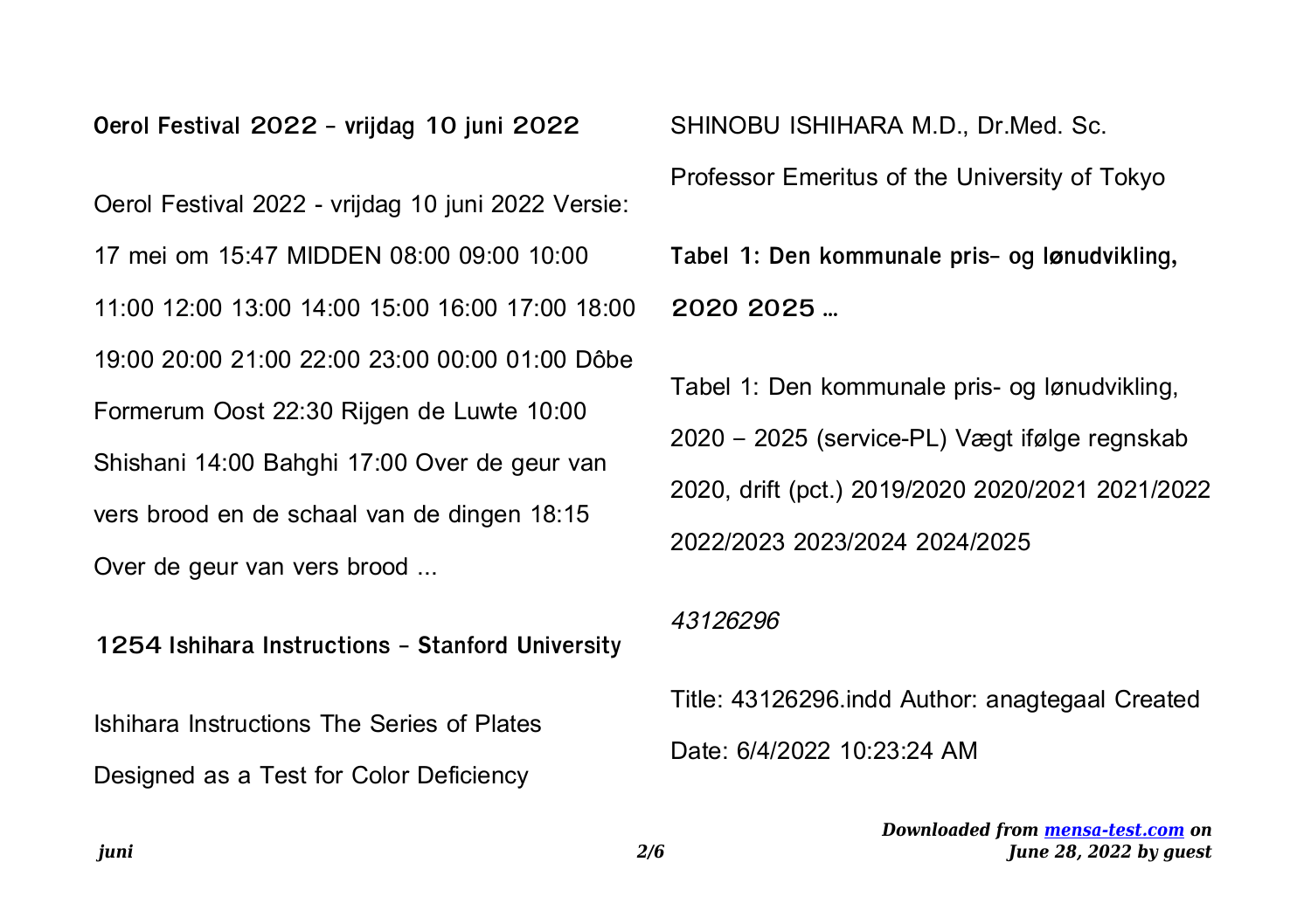**Oerol Festival 2022 - vrijdag 10 juni 2022**

Oerol Festival 2022 - vrijdag 10 juni 2022 Versie: 17 mei om 15:47 MIDDEN 08:00 09:00 10:00 11:00 12:00 13:00 14:00 15:00 16:00 17:00 18:00 19:00 20:00 21:00 22:00 23:00 00:00 01:00 Dôbe Formerum Oost 22:30 Rijgen de Luwte 10:00 Shishani 14:00 Bahghi 17:00 Over de geur van vers brood en de schaal van de dingen 18:15 Over de geur van vers brood ...

**1254 Ishihara Instructions - Stanford University**

Ishihara Instructions The Series of Plates Designed as a Test for Color Deficiency SHINOBU ISHIHARA M.D., Dr.Med. Sc. Professor Emeritus of the University of Tokyo

**Tabel 1: Den kommunale pris- og lønudvikling, 2020 2025 …**

Tabel 1: Den kommunale pris- og lønudvikling, 2020 – 2025 (service-PL) Vægt ifølge regnskab 2020, drift (pct.) 2019/2020 2020/2021 2021/2022 2022/2023 2023/2024 2024/2025

*43126296*

Title: 43126296.indd Author: anagtegaal Created Date: 6/4/2022 10:23:24 AM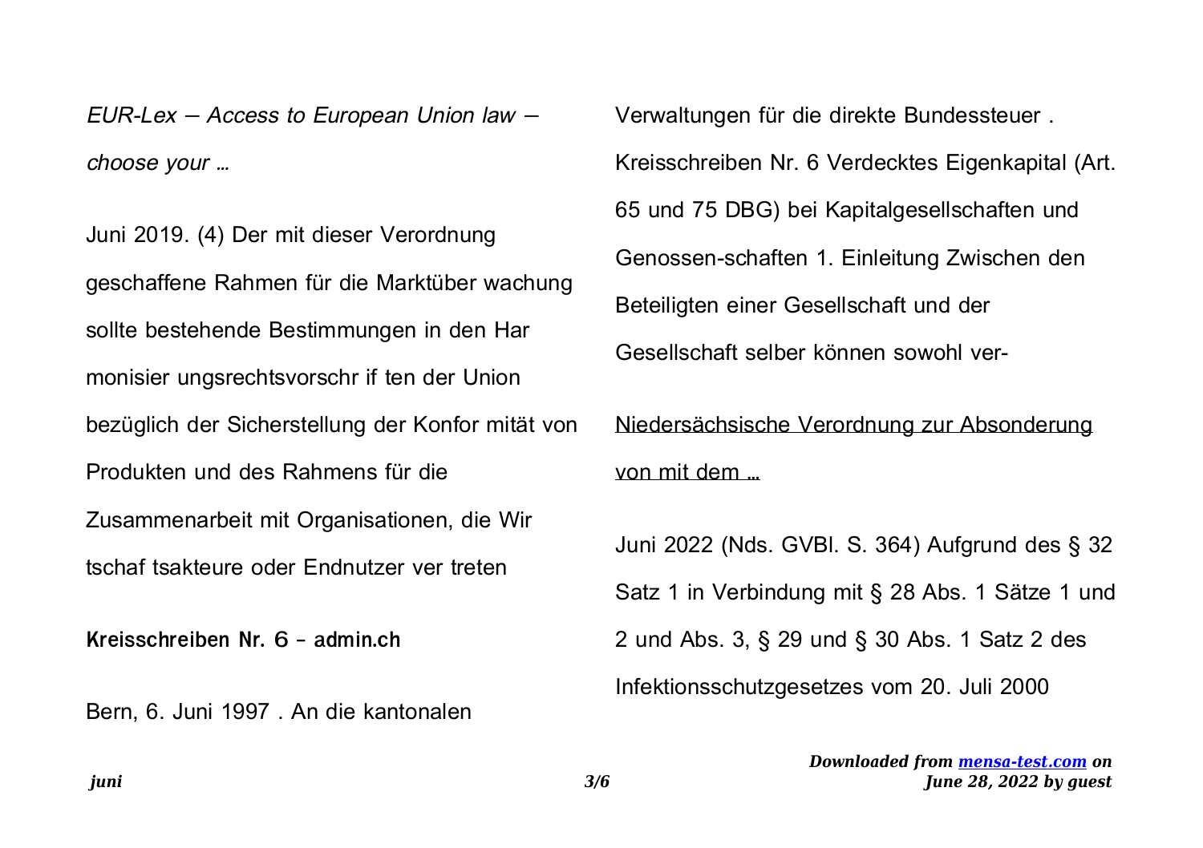*EUR-Lex — Access to European Union law — choose your …*

Juni 2019. (4) Der mit dieser Verordnung geschaffene Rahmen für die Marktüber wachung sollte bestehende Bestimmungen in den Har monisier ungsrechtsvorschr if ten der Union bezüglich der Sicherstellung der Konfor mität von Produkten und des Rahmens für die Zusammenarbeit mit Organisationen, die Wir tschaf tsakteure oder Endnutzer ver treten

**Kreisschreiben Nr. 6 - admin.ch**

Bern, 6. Juni 1997 . An die kantonalen Verwaltungen für die direkte Bundessteuer . Kreisschreiben Nr. 6 Verdecktes Eigenkapital (Art. 65 und 75 DBG) bei Kapitalgesellschaften und Genossen-schaften 1. Einleitung Zwischen den Beteiligten einer Gesellschaft und der Gesellschaft selber können sowohl ver-

Niedersächsische Verordnung zur Absonderung von mit dem …

Juni 2022 (Nds. GVBl. S. 364) Aufgrund des § 32 Satz 1 in Verbindung mit § 28 Abs. 1 Sätze 1 und 2 und Abs. 3, § 29 und § 30 Abs. 1 Satz 2 des Infektionsschutzgesetzes vom 20. Juli 2000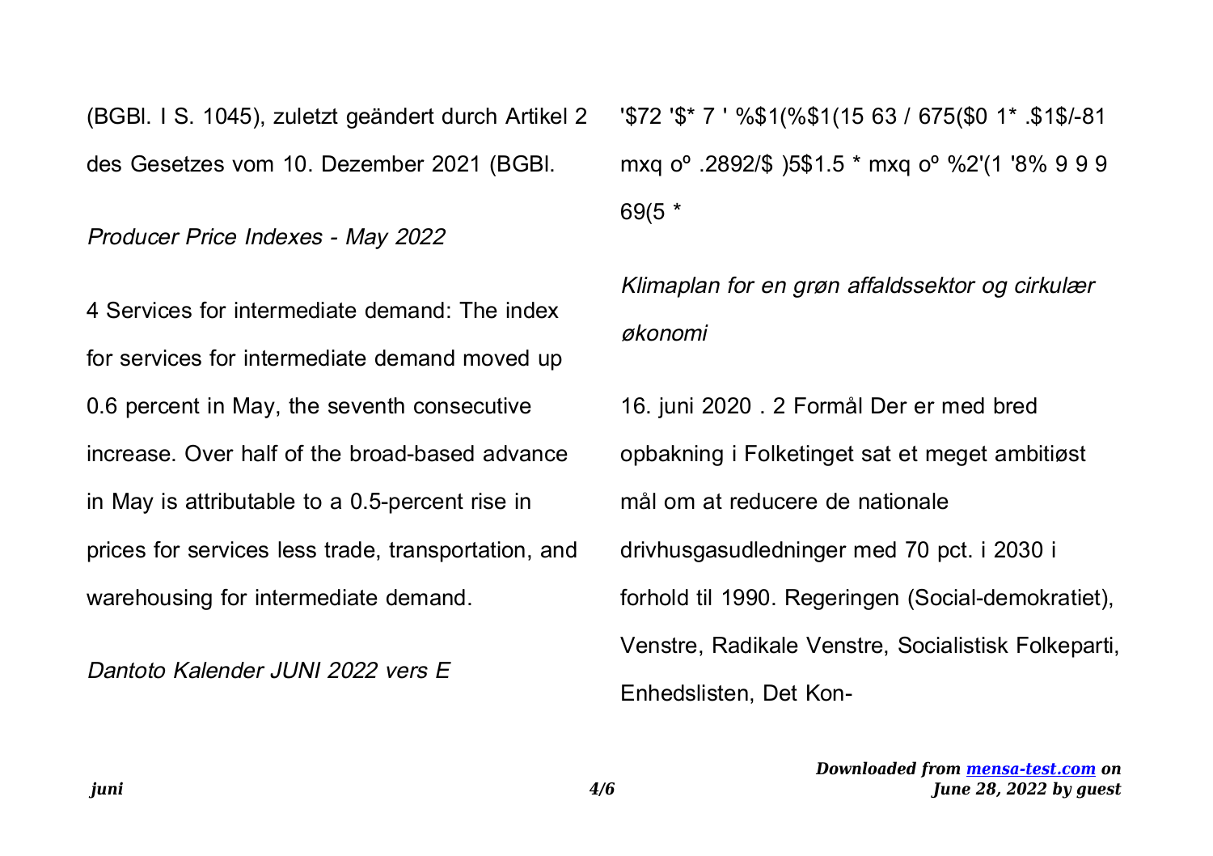(BGBl. I S. 1045), zuletzt geändert durch Artikel 2 des Gesetzes vom 10. Dezember 2021 (BGBl.

*Producer Price Indexes - May 2022*

4 Services for intermediate demand: The index for services for intermediate demand moved up 0.6 percent in May, the seventh consecutive increase. Over half of the broad-based advance in May is attributable to a 0.5-percent rise in prices for services less trade, transportation, and warehousing for intermediate demand.

*Dantoto Kalender JUNI 2022 vers E*

'$72 '$* 7 ' %$1(%$1(15 63 / 675($0 1* .$1$/-81 mxq oº .2892/$ )5$1.5 * mxq oº %2'(1 '8% 9 9 9 69(5 *

*Klimaplan for en grøn affaldssektor og cirkulær økonomi*

16. juni 2020 . 2 Formål Der er med bred opbakning i Folketinget sat et meget ambitiøst mål om at reducere de nationale drivhusgasudledninger med 70 pct. i 2030 i forhold til 1990. Regeringen (Social-demokratiet), Venstre, Radikale Venstre, Socialistisk Folkeparti, Enhedslisten, Det Kon-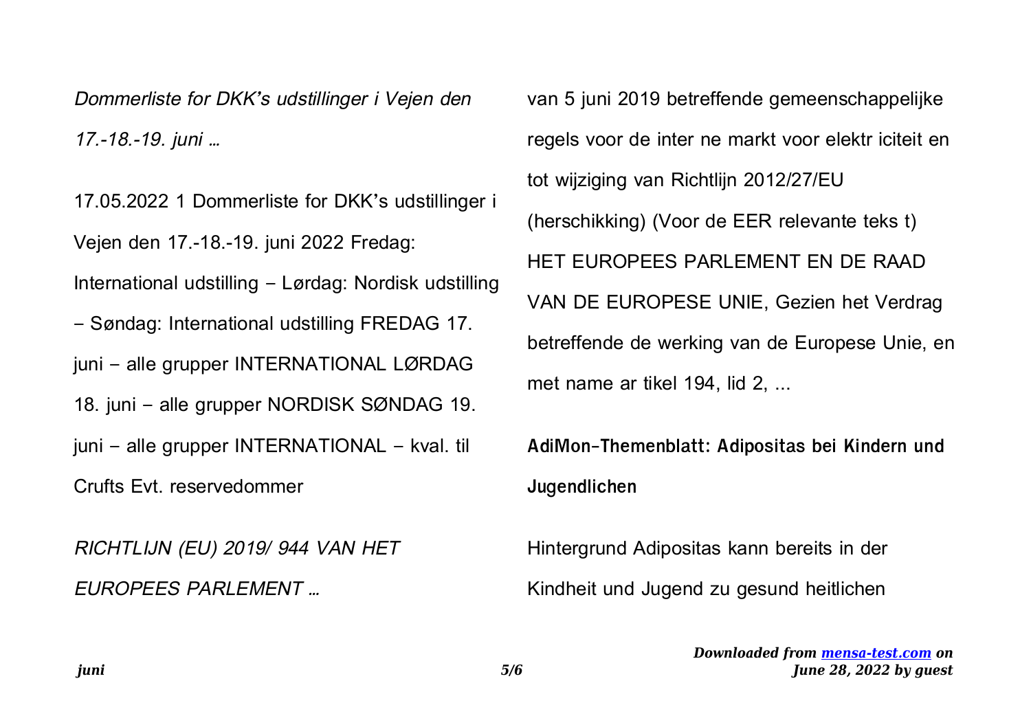*Dommerliste for DKK's udstillinger i Vejen den 17.-18.-19. juni …*

17.05.2022 1 Dommerliste for DKK's udstillinger i Vejen den 17.-18.-19. juni 2022 Fredag: International udstilling – Lørdag: Nordisk udstilling – Søndag: International udstilling FREDAG 17. juni – alle grupper INTERNATIONAL LØRDAG 18. juni – alle grupper NORDISK SØNDAG 19. juni – alle grupper INTERNATIONAL – kval. til Crufts Evt. reservedommer

*RICHTLIJN (EU) 2019/ 944 VAN HET EUROPEES PARLEMENT …*

van 5 juni 2019 betreffende gemeenschappelijke regels voor de inter ne markt voor elektr iciteit en tot wijziging van Richtlijn 2012/27/EU (herschikking) (Voor de EER relevante teks t) HET EUROPEES PARLEMENT EN DE RAAD VAN DE EUROPESE UNIE, Gezien het Verdrag betreffende de werking van de Europese Unie, en met name ar tikel 194, lid 2, ...

**AdiMon-Themenblatt: Adipositas bei Kindern und Jugendlichen**

Hintergrund Adipositas kann bereits in der Kindheit und Jugend zu gesund heitlichen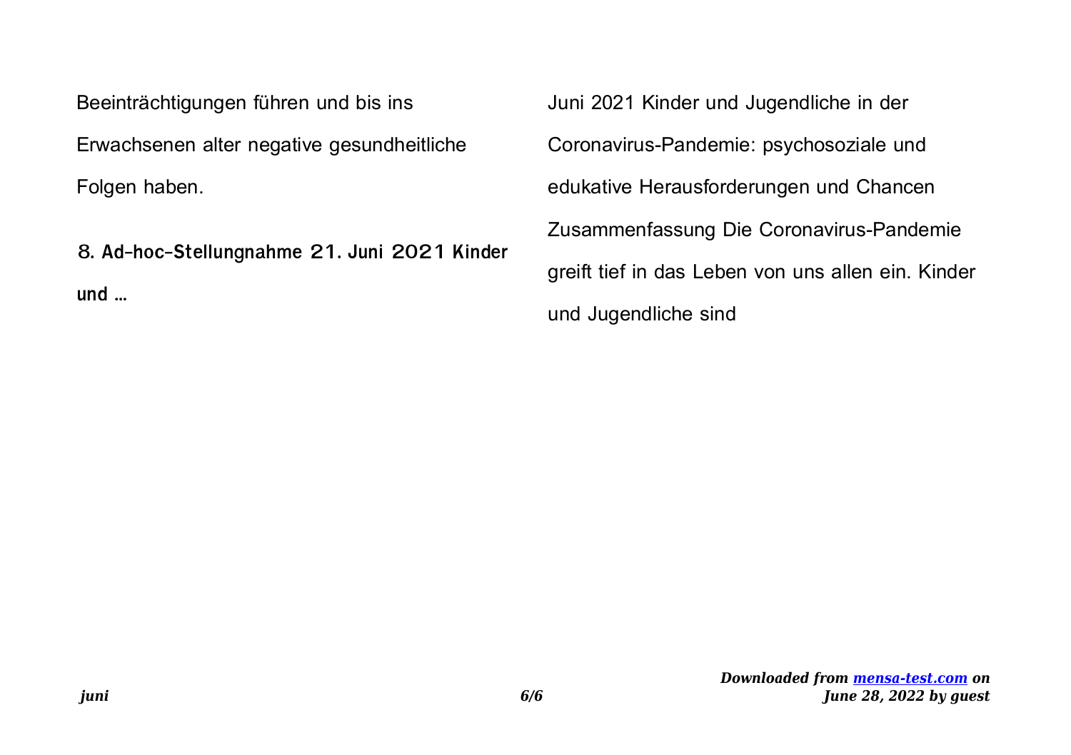Beeinträchtigungen führen und bis ins Erwachsenen alter negative gesundheitliche Folgen haben.

### 8. Ad-hoc-Stellungnahme 21. Juni 2021 Kinder und …

Juni 2021 Kinder und Jugendliche in der Coronavirus-Pandemie: psychosoziale und edukative Herausforderungen und Chancen Zusammenfassung Die Coronavirus-Pandemie greift tief in das Leben von uns allen ein. Kinder und Jugendliche sind